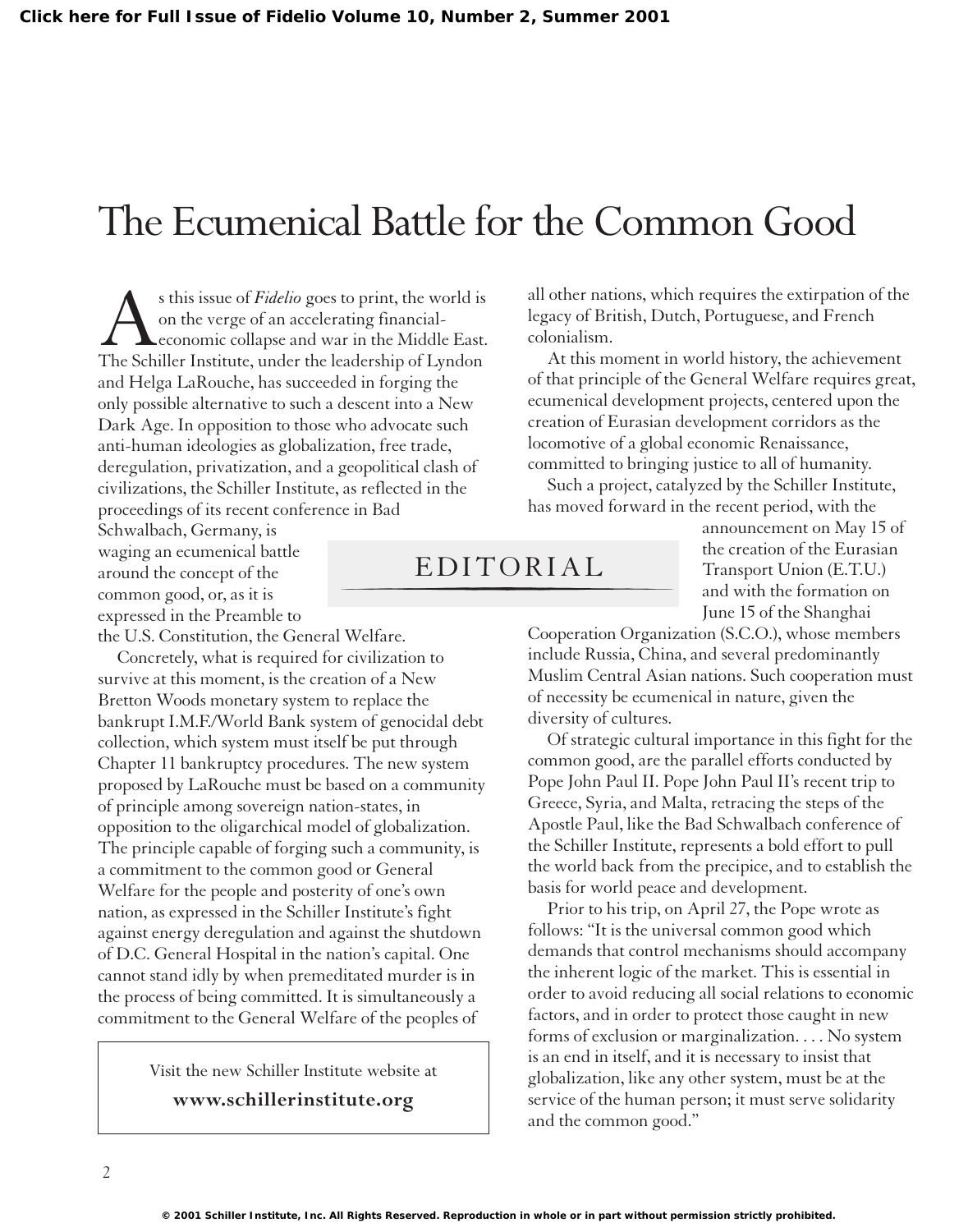# The Ecumenical Battle for the Common Good

## EDITORIAL

As this issue of *Fidelio* goes to print, the world is on the verge of an accelerating financial-economic collapse and war in the Middle East. The Schiller Institute, under the leadership of Lyndon and Helga LaRouche, has succeeded in forging the only possible alternative to such a descent into a New Dark Age. In opposition to those who advocate such anti-human ideologies as globalization, free trade, deregulation, privatization, and a geopolitical clash of civilizations, the Schiller Institute, as reflected in the proceedings of its recent conference in Bad Schwalbach, Germany, is waging an ecumenical battle around the concept of the common good, or, as it is expressed in the Preamble to the U.S. Constitution, the General Welfare.

Concretely, what is required for civilization to survive at this moment, is the creation of a New Bretton Woods monetary system to replace the bankrupt I.M.F./World Bank system of genocidal debt collection, which system must itself be put through Chapter 11 bankruptcy procedures. The new system proposed by LaRouche must be based on a community of principle among sovereign nation-states, in opposition to the oligarchical model of globalization. The principle capable of forging such a community, is a commitment to the common good or General Welfare for the people and posterity of one's own nation, as expressed in the Schiller Institute's fight against energy deregulation and against the shutdown of D.C. General Hospital in the nation's capital. One cannot stand idly by when premeditated murder is in the process of being committed. It is simultaneously a commitment to the General Welfare of the peoples of all other nations, which requires the extirpation of the legacy of British, Dutch, Portuguese, and French colonialism.

At this moment in world history, the achievement of that principle of the General Welfare requires great, ecumenical development projects, centered upon the creation of Eurasian development corridors as the locomotive of a global economic Renaissance, committed to bringing justice to all of humanity.

Such a project, catalyzed by the Schiller Institute, has moved forward in the recent period, with the announcement on May 15 of the creation of the Eurasian Transport Union (E.T.U.) and with the formation on June 15 of the Shanghai Cooperation Organization (S.C.O.), whose members include Russia, China, and several predominantly Muslim Central Asian nations. Such cooperation must of necessity be ecumenical in nature, given the diversity of cultures.

Of strategic cultural importance in this fight for the common good, are the parallel efforts conducted by Pope John Paul II. Pope John Paul II's recent trip to Greece, Syria, and Malta, retracing the steps of the Apostle Paul, like the Bad Schwalbach conference of the Schiller Institute, represents a bold effort to pull the world back from the precipice, and to establish the basis for world peace and development.

Prior to his trip, on April 27, the Pope wrote as follows: "It is the universal common good which demands that control mechanisms should accompany the inherent logic of the market. This is essential in order to avoid reducing all social relations to economic factors, and in order to protect those caught in new forms of exclusion or marginalization. . . . No system is an end in itself, and it is necessary to insist that globalization, like any other system, must be at the service of the human person; it must serve solidarity and the common good."

Visit the new Schiller Institute website at
**www.schillerinstitute.org**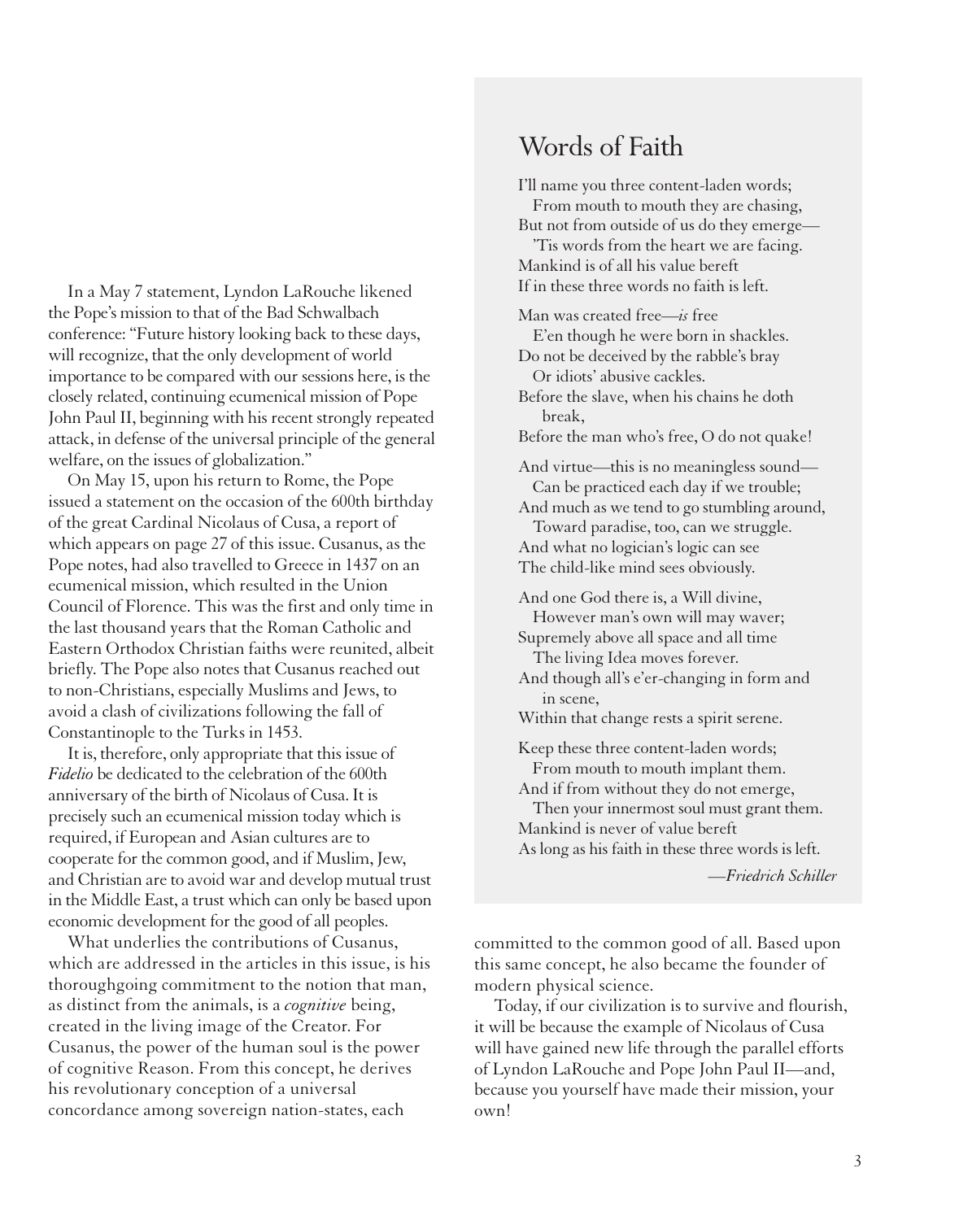In a May 7 statement, Lyndon LaRouche likened the Pope's mission to that of the Bad Schwalbach conference: "Future history looking back to these days, will recognize, that the only development of world importance to be compared with our sessions here, is the closely related, continuing ecumenical mission of Pope John Paul II, beginning with his recent strongly repeated attack, in defense of the universal principle of the general welfare, on the issues of globalization."

On May 15, upon his return to Rome, the Pope issued a statement on the occasion of the 600th birthday of the great Cardinal Nicolaus of Cusa, a report of which appears on page 27 of this issue. Cusanus, as the Pope notes, had also travelled to Greece in 1437 on an ecumenical mission, which resulted in the Union Council of Florence. This was the first and only time in the last thousand years that the Roman Catholic and Eastern Orthodox Christian faiths were reunited, albeit briefly. The Pope also notes that Cusanus reached out to non-Christians, especially Muslims and Jews, to avoid a clash of civilizations following the fall of Constantinople to the Turks in 1453.

It is, therefore, only appropriate that this issue of *Fidelio* be dedicated to the celebration of the 600th anniversary of the birth of Nicolaus of Cusa. It is precisely such an ecumenical mission today which is required, if European and Asian cultures are to cooperate for the common good, and if Muslim, Jew, and Christian are to avoid war and develop mutual trust in the Middle East, a trust which can only be based upon economic development for the good of all peoples.

What underlies the contributions of Cusanus, which are addressed in the articles in this issue, is his thoroughgoing commitment to the notion that man, as distinct from the animals, is a *cognitive* being, created in the living image of the Creator. For Cusanus, the power of the human soul is the power of cognitive Reason. From this concept, he derives his revolutionary conception of a universal concordance among sovereign nation-states, each committed to the common good of all. Based upon this same concept, he also became the founder of modern physical science.

Today, if our civilization is to survive and flourish, it will be because the example of Nicolaus of Cusa will have gained new life through the parallel efforts of Lyndon LaRouche and Pope John Paul II—and, because you yourself have made their mission, your own!

## Words of Faith

I'll name you three content-laden words;
From mouth to mouth they are chasing,
But not from outside of us do they emerge—
'Tis words from the heart we are facing.
Mankind is of all his value bereft
If in these three words no faith is left.

Man was created free—*is* free
E'en though he were born in shackles.
Do not be deceived by the rabble's bray
Or idiots' abusive cackles.
Before the slave, when his chains he doth break,
Before the man who's free, O do not quake!

And virtue—this is no meaningless sound—
Can be practiced each day if we trouble;
And much as we tend to go stumbling around,
Toward paradise, too, can we struggle.
And what no logician's logic can see
The child-like mind sees obviously.

And one God there is, a Will divine,
However man's own will may waver;
Supremely above all space and all time
The living Idea moves forever.
And though all's e'er-changing in form and in scene,
Within that change rests a spirit serene.

Keep these three content-laden words;
From mouth to mouth implant them.
And if from without they do not emerge,
Then your innermost soul must grant them.
Mankind is never of value bereft
As long as his faith in these three words is left.

*—Friedrich Schiller*